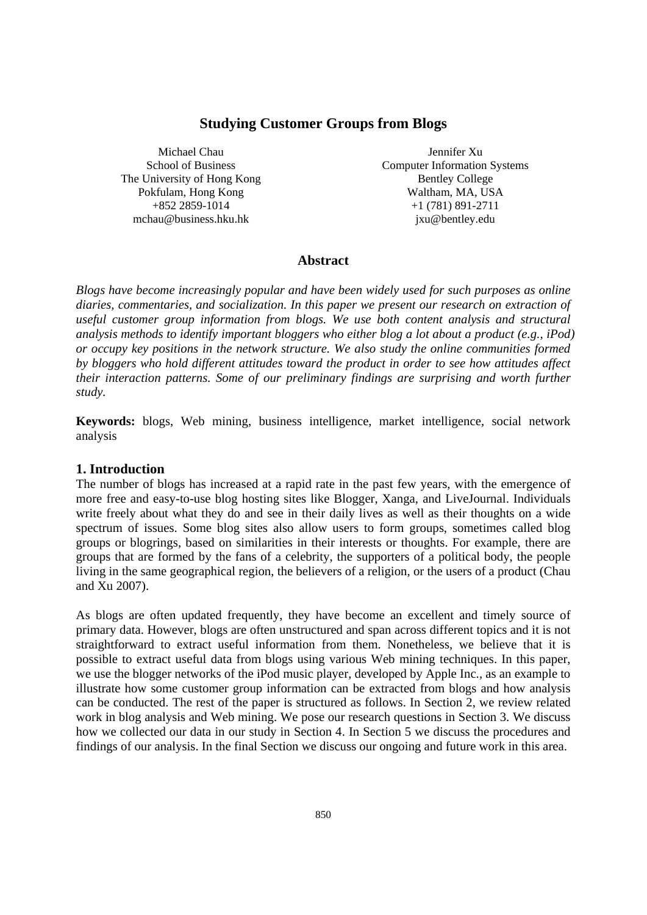# Studying Customer Groups from Blogs

Michael Chau
School of Business
The University of Hong Kong
Pokfulam, Hong Kong
+852 2859-1014
mchau@business.hku.hk

Jennifer Xu
Computer Information Systems
Bentley College
Waltham, MA, USA
+1 (781) 891-2711
jxu@bentley.edu

## Abstract

*Blogs have become increasingly popular and have been widely used for such purposes as online diaries, commentaries, and socialization. In this paper we present our research on extraction of useful customer group information from blogs. We use both content analysis and structural analysis methods to identify important bloggers who either blog a lot about a product (e.g., iPod) or occupy key positions in the network structure. We also study the online communities formed by bloggers who hold different attitudes toward the product in order to see how attitudes affect their interaction patterns. Some of our preliminary findings are surprising and worth further study.*

**Keywords:** blogs, Web mining, business intelligence, market intelligence, social network analysis

## 1. Introduction

The number of blogs has increased at a rapid rate in the past few years, with the emergence of more free and easy-to-use blog hosting sites like Blogger, Xanga, and LiveJournal. Individuals write freely about what they do and see in their daily lives as well as their thoughts on a wide spectrum of issues. Some blog sites also allow users to form groups, sometimes called blog groups or blogrings, based on similarities in their interests or thoughts. For example, there are groups that are formed by the fans of a celebrity, the supporters of a political body, the people living in the same geographical region, the believers of a religion, or the users of a product (Chau and Xu 2007).

As blogs are often updated frequently, they have become an excellent and timely source of primary data. However, blogs are often unstructured and span across different topics and it is not straightforward to extract useful information from them. Nonetheless, we believe that it is possible to extract useful data from blogs using various Web mining techniques. In this paper, we use the blogger networks of the iPod music player, developed by Apple Inc., as an example to illustrate how some customer group information can be extracted from blogs and how analysis can be conducted. The rest of the paper is structured as follows. In Section 2, we review related work in blog analysis and Web mining. We pose our research questions in Section 3. We discuss how we collected our data in our study in Section 4. In Section 5 we discuss the procedures and findings of our analysis. In the final Section we discuss our ongoing and future work in this area.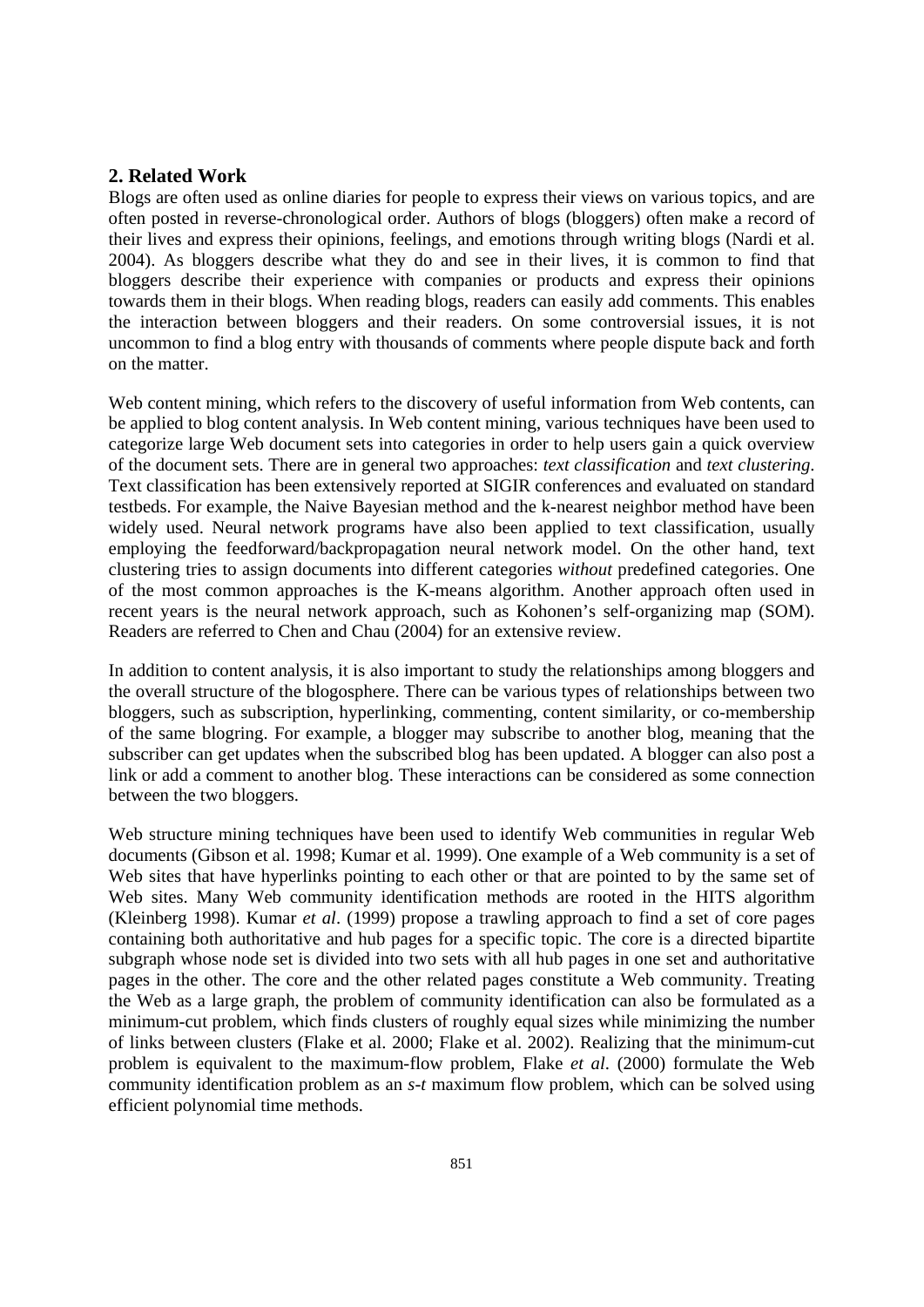## 2. Related Work

Blogs are often used as online diaries for people to express their views on various topics, and are often posted in reverse-chronological order. Authors of blogs (bloggers) often make a record of their lives and express their opinions, feelings, and emotions through writing blogs (Nardi et al. 2004). As bloggers describe what they do and see in their lives, it is common to find that bloggers describe their experience with companies or products and express their opinions towards them in their blogs. When reading blogs, readers can easily add comments. This enables the interaction between bloggers and their readers. On some controversial issues, it is not uncommon to find a blog entry with thousands of comments where people dispute back and forth on the matter.

Web content mining, which refers to the discovery of useful information from Web contents, can be applied to blog content analysis. In Web content mining, various techniques have been used to categorize large Web document sets into categories in order to help users gain a quick overview of the document sets. There are in general two approaches: *text classification* and *text clustering*. Text classification has been extensively reported at SIGIR conferences and evaluated on standard testbeds. For example, the Naive Bayesian method and the k-nearest neighbor method have been widely used. Neural network programs have also been applied to text classification, usually employing the feedforward/backpropagation neural network model. On the other hand, text clustering tries to assign documents into different categories *without* predefined categories. One of the most common approaches is the K-means algorithm. Another approach often used in recent years is the neural network approach, such as Kohonen's self-organizing map (SOM). Readers are referred to Chen and Chau (2004) for an extensive review.

In addition to content analysis, it is also important to study the relationships among bloggers and the overall structure of the blogosphere. There can be various types of relationships between two bloggers, such as subscription, hyperlinking, commenting, content similarity, or co-membership of the same blogring. For example, a blogger may subscribe to another blog, meaning that the subscriber can get updates when the subscribed blog has been updated. A blogger can also post a link or add a comment to another blog. These interactions can be considered as some connection between the two bloggers.

Web structure mining techniques have been used to identify Web communities in regular Web documents (Gibson et al. 1998; Kumar et al. 1999). One example of a Web community is a set of Web sites that have hyperlinks pointing to each other or that are pointed to by the same set of Web sites. Many Web community identification methods are rooted in the HITS algorithm (Kleinberg 1998). Kumar *et al*. (1999) propose a trawling approach to find a set of core pages containing both authoritative and hub pages for a specific topic. The core is a directed bipartite subgraph whose node set is divided into two sets with all hub pages in one set and authoritative pages in the other. The core and the other related pages constitute a Web community. Treating the Web as a large graph, the problem of community identification can also be formulated as a minimum-cut problem, which finds clusters of roughly equal sizes while minimizing the number of links between clusters (Flake et al. 2000; Flake et al. 2002). Realizing that the minimum-cut problem is equivalent to the maximum-flow problem, Flake *et al*. (2000) formulate the Web community identification problem as an *s-t* maximum flow problem, which can be solved using efficient polynomial time methods.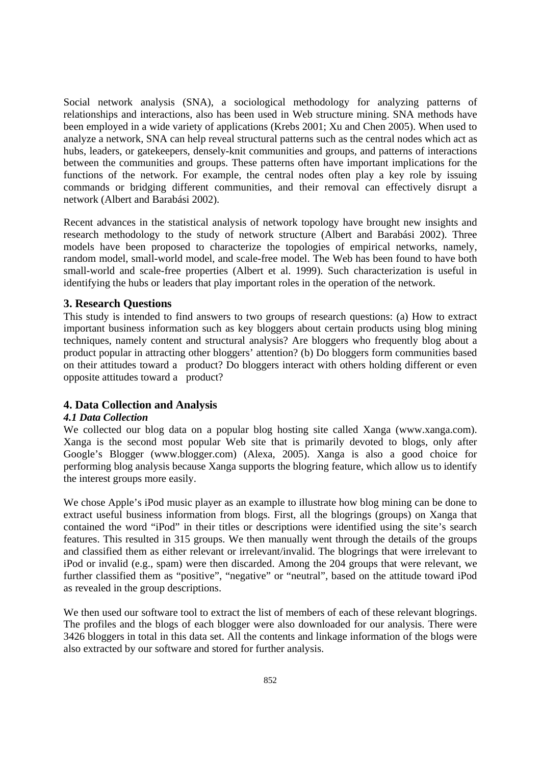Social network analysis (SNA), a sociological methodology for analyzing patterns of relationships and interactions, also has been used in Web structure mining. SNA methods have been employed in a wide variety of applications (Krebs 2001; Xu and Chen 2005). When used to analyze a network, SNA can help reveal structural patterns such as the central nodes which act as hubs, leaders, or gatekeepers, densely-knit communities and groups, and patterns of interactions between the communities and groups. These patterns often have important implications for the functions of the network. For example, the central nodes often play a key role by issuing commands or bridging different communities, and their removal can effectively disrupt a network (Albert and Barabási 2002).

Recent advances in the statistical analysis of network topology have brought new insights and research methodology to the study of network structure (Albert and Barabási 2002). Three models have been proposed to characterize the topologies of empirical networks, namely, random model, small-world model, and scale-free model. The Web has been found to have both small-world and scale-free properties (Albert et al. 1999). Such characterization is useful in identifying the hubs or leaders that play important roles in the operation of the network.

## 3. Research Questions

This study is intended to find answers to two groups of research questions: (a) How to extract important business information such as key bloggers about certain products using blog mining techniques, namely content and structural analysis? Are bloggers who frequently blog about a product popular in attracting other bloggers' attention? (b) Do bloggers form communities based on their attitudes toward a product? Do bloggers interact with others holding different or even opposite attitudes toward a product?

## 4. Data Collection and Analysis

### *4.1 Data Collection*

We collected our blog data on a popular blog hosting site called Xanga (www.xanga.com). Xanga is the second most popular Web site that is primarily devoted to blogs, only after Google's Blogger (www.blogger.com) (Alexa, 2005). Xanga is also a good choice for performing blog analysis because Xanga supports the blogring feature, which allow us to identify the interest groups more easily.

We chose Apple's iPod music player as an example to illustrate how blog mining can be done to extract useful business information from blogs. First, all the blogrings (groups) on Xanga that contained the word "iPod" in their titles or descriptions were identified using the site's search features. This resulted in 315 groups. We then manually went through the details of the groups and classified them as either relevant or irrelevant/invalid. The blogrings that were irrelevant to iPod or invalid (e.g., spam) were then discarded. Among the 204 groups that were relevant, we further classified them as "positive", "negative" or "neutral", based on the attitude toward iPod as revealed in the group descriptions.

We then used our software tool to extract the list of members of each of these relevant blogrings. The profiles and the blogs of each blogger were also downloaded for our analysis. There were 3426 bloggers in total in this data set. All the contents and linkage information of the blogs were also extracted by our software and stored for further analysis.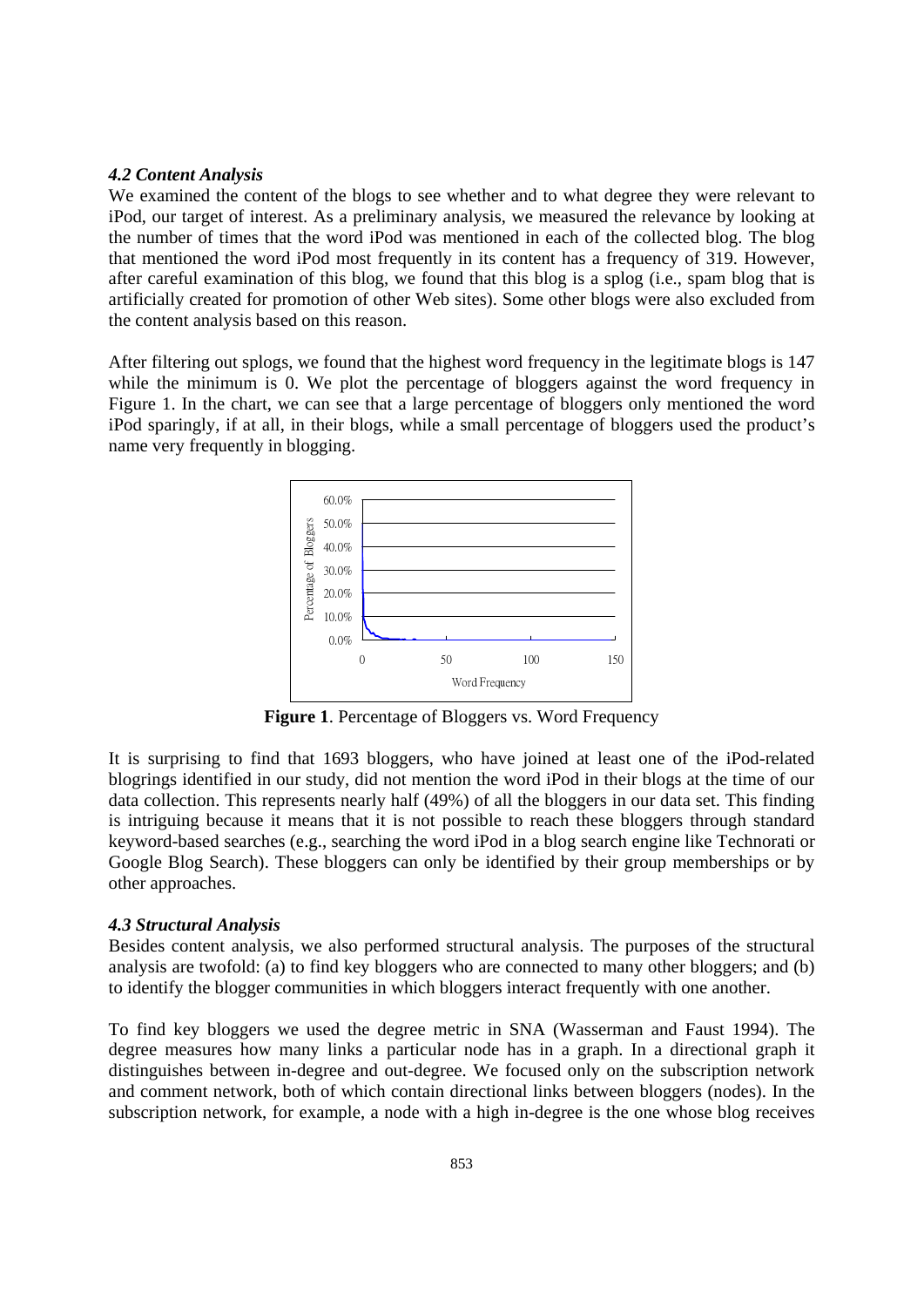### *4.2 Content Analysis*

We examined the content of the blogs to see whether and to what degree they were relevant to iPod, our target of interest. As a preliminary analysis, we measured the relevance by looking at the number of times that the word iPod was mentioned in each of the collected blog. The blog that mentioned the word iPod most frequently in its content has a frequency of 319. However, after careful examination of this blog, we found that this blog is a splog (i.e., spam blog that is artificially created for promotion of other Web sites). Some other blogs were also excluded from the content analysis based on this reason.

After filtering out splogs, we found that the highest word frequency in the legitimate blogs is 147 while the minimum is 0. We plot the percentage of bloggers against the word frequency in Figure 1. In the chart, we can see that a large percentage of bloggers only mentioned the word iPod sparingly, if at all, in their blogs, while a small percentage of bloggers used the product's name very frequently in blogging.

**Figure 1**. Percentage of Bloggers vs. Word Frequency

It is surprising to find that 1693 bloggers, who have joined at least one of the iPod-related blogrings identified in our study, did not mention the word iPod in their blogs at the time of our data collection. This represents nearly half (49%) of all the bloggers in our data set. This finding is intriguing because it means that it is not possible to reach these bloggers through standard keyword-based searches (e.g., searching the word iPod in a blog search engine like Technorati or Google Blog Search). These bloggers can only be identified by their group memberships or by other approaches.

### *4.3 Structural Analysis*

Besides content analysis, we also performed structural analysis. The purposes of the structural analysis are twofold: (a) to find key bloggers who are connected to many other bloggers; and (b) to identify the blogger communities in which bloggers interact frequently with one another.

To find key bloggers we used the degree metric in SNA (Wasserman and Faust 1994). The degree measures how many links a particular node has in a graph. In a directional graph it distinguishes between in-degree and out-degree. We focused only on the subscription network and comment network, both of which contain directional links between bloggers (nodes). In the subscription network, for example, a node with a high in-degree is the one whose blog receives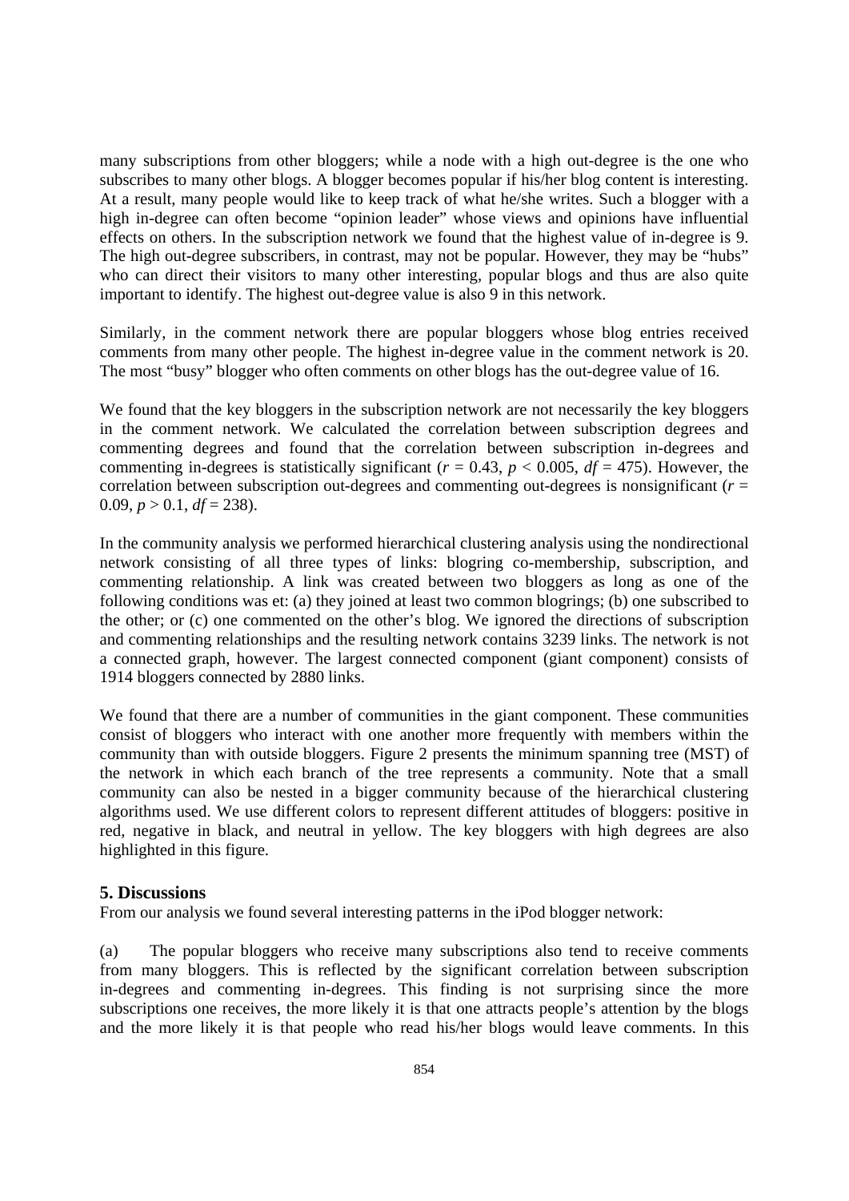many subscriptions from other bloggers; while a node with a high out-degree is the one who subscribes to many other blogs. A blogger becomes popular if his/her blog content is interesting. At a result, many people would like to keep track of what he/she writes. Such a blogger with a high in-degree can often become "opinion leader" whose views and opinions have influential effects on others. In the subscription network we found that the highest value of in-degree is 9. The high out-degree subscribers, in contrast, may not be popular. However, they may be "hubs" who can direct their visitors to many other interesting, popular blogs and thus are also quite important to identify. The highest out-degree value is also 9 in this network.

Similarly, in the comment network there are popular bloggers whose blog entries received comments from many other people. The highest in-degree value in the comment network is 20. The most "busy" blogger who often comments on other blogs has the out-degree value of 16.

We found that the key bloggers in the subscription network are not necessarily the key bloggers in the comment network. We calculated the correlation between subscription degrees and commenting degrees and found that the correlation between subscription in-degrees and commenting in-degrees is statistically significant ($r = 0.43$, $p < 0.005$, $df = 475$). However, the correlation between subscription out-degrees and commenting out-degrees is nonsignificant ($r = 0.09$, $p > 0.1$, $df = 238$).

In the community analysis we performed hierarchical clustering analysis using the nondirectional network consisting of all three types of links: blogring co-membership, subscription, and commenting relationship. A link was created between two bloggers as long as one of the following conditions was et: (a) they joined at least two common blogrings; (b) one subscribed to the other; or (c) one commented on the other's blog. We ignored the directions of subscription and commenting relationships and the resulting network contains 3239 links. The network is not a connected graph, however. The largest connected component (giant component) consists of 1914 bloggers connected by 2880 links.

We found that there are a number of communities in the giant component. These communities consist of bloggers who interact with one another more frequently with members within the community than with outside bloggers. Figure 2 presents the minimum spanning tree (MST) of the network in which each branch of the tree represents a community. Note that a small community can also be nested in a bigger community because of the hierarchical clustering algorithms used. We use different colors to represent different attitudes of bloggers: positive in red, negative in black, and neutral in yellow. The key bloggers with high degrees are also highlighted in this figure.

## 5. Discussions

From our analysis we found several interesting patterns in the iPod blogger network:

(a) The popular bloggers who receive many subscriptions also tend to receive comments from many bloggers. This is reflected by the significant correlation between subscription in-degrees and commenting in-degrees. This finding is not surprising since the more subscriptions one receives, the more likely it is that one attracts people's attention by the blogs and the more likely it is that people who read his/her blogs would leave comments. In this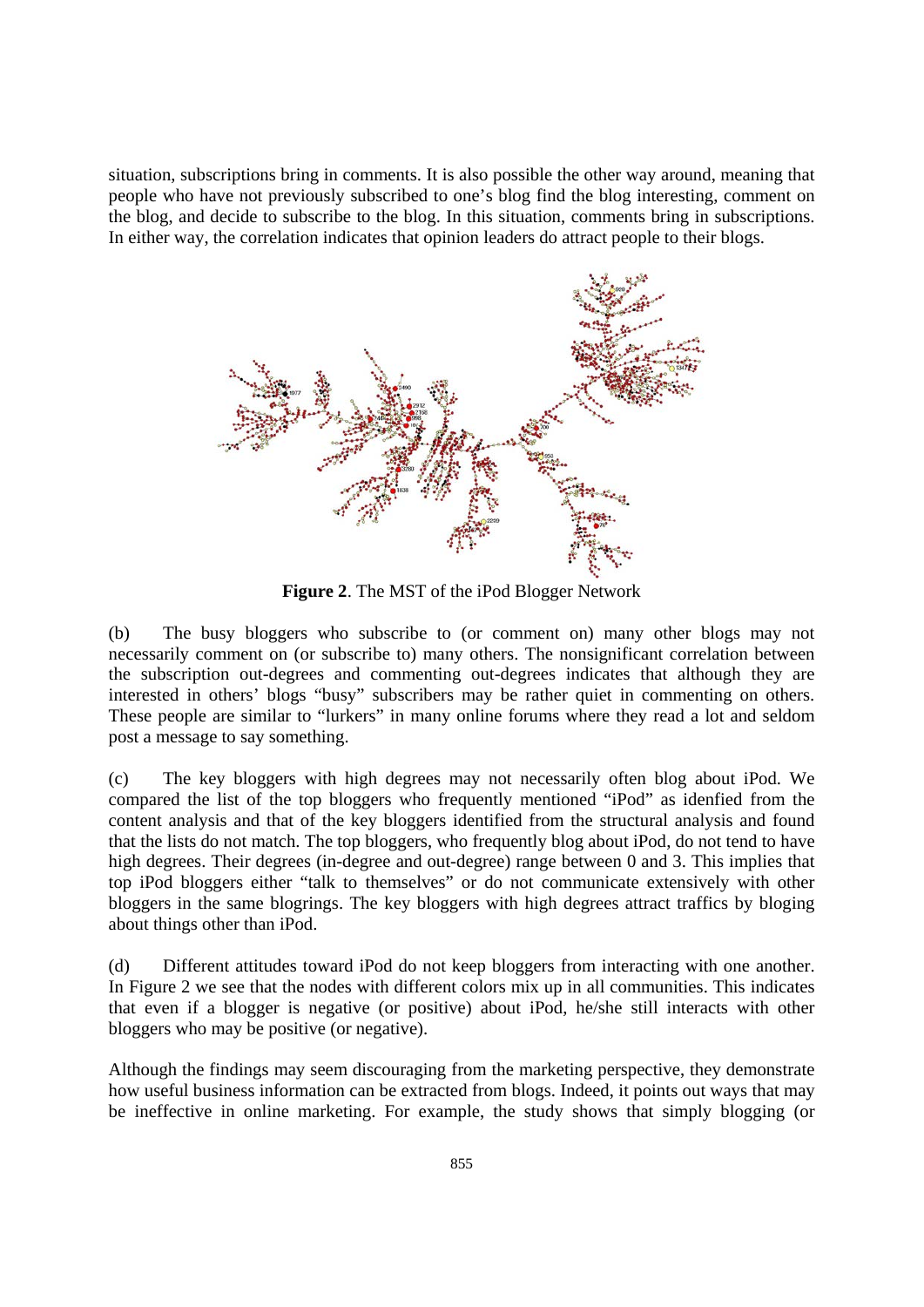situation, subscriptions bring in comments. It is also possible the other way around, meaning that people who have not previously subscribed to one's blog find the blog interesting, comment on the blog, and decide to subscribe to the blog. In this situation, comments bring in subscriptions. In either way, the correlation indicates that opinion leaders do attract people to their blogs.

**Figure 2**. The MST of the iPod Blogger Network

(b) The busy bloggers who subscribe to (or comment on) many other blogs may not necessarily comment on (or subscribe to) many others. The nonsignificant correlation between the subscription out-degrees and commenting out-degrees indicates that although they are interested in others' blogs "busy" subscribers may be rather quiet in commenting on others. These people are similar to "lurkers" in many online forums where they read a lot and seldom post a message to say something.

(c) The key bloggers with high degrees may not necessarily often blog about iPod. We compared the list of the top bloggers who frequently mentioned "iPod" as idenfied from the content analysis and that of the key bloggers identified from the structural analysis and found that the lists do not match. The top bloggers, who frequently blog about iPod, do not tend to have high degrees. Their degrees (in-degree and out-degree) range between 0 and 3. This implies that top iPod bloggers either "talk to themselves" or do not communicate extensively with other bloggers in the same blogrings. The key bloggers with high degrees attract traffics by bloging about things other than iPod.

(d) Different attitudes toward iPod do not keep bloggers from interacting with one another. In Figure 2 we see that the nodes with different colors mix up in all communities. This indicates that even if a blogger is negative (or positive) about iPod, he/she still interacts with other bloggers who may be positive (or negative).

Although the findings may seem discouraging from the marketing perspective, they demonstrate how useful business information can be extracted from blogs. Indeed, it points out ways that may be ineffective in online marketing. For example, the study shows that simply blogging (or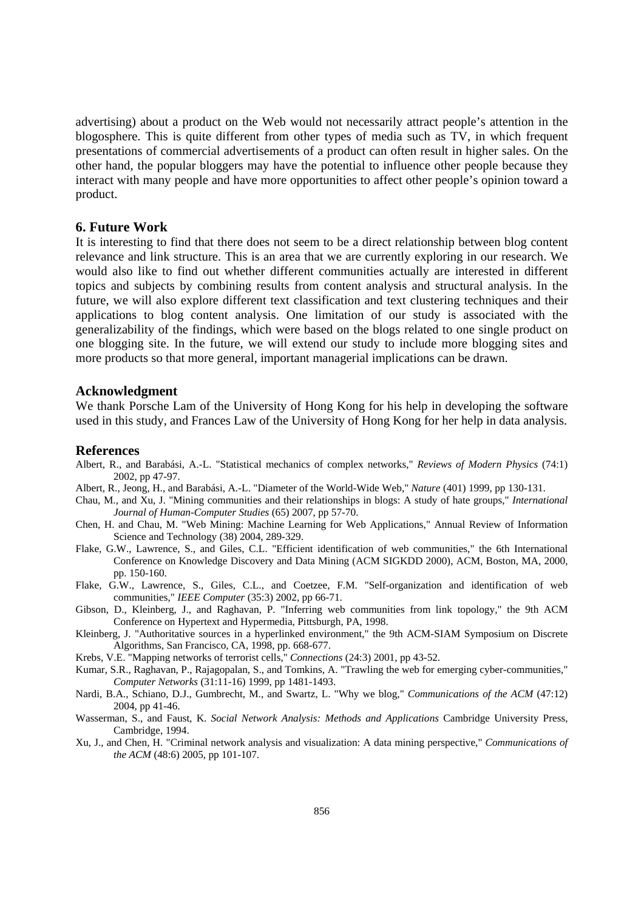advertising) about a product on the Web would not necessarily attract people's attention in the blogosphere. This is quite different from other types of media such as TV, in which frequent presentations of commercial advertisements of a product can often result in higher sales. On the other hand, the popular bloggers may have the potential to influence other people because they interact with many people and have more opportunities to affect other people's opinion toward a product.

## 6. Future Work

It is interesting to find that there does not seem to be a direct relationship between blog content relevance and link structure. This is an area that we are currently exploring in our research. We would also like to find out whether different communities actually are interested in different topics and subjects by combining results from content analysis and structural analysis. In the future, we will also explore different text classification and text clustering techniques and their applications to blog content analysis. One limitation of our study is associated with the generalizability of the findings, which were based on the blogs related to one single product on one blogging site. In the future, we will extend our study to include more blogging sites and more products so that more general, important managerial implications can be drawn.

## Acknowledgment

We thank Porsche Lam of the University of Hong Kong for his help in developing the software used in this study, and Frances Law of the University of Hong Kong for her help in data analysis.

## References

Albert, R., and Barabási, A.-L. "Statistical mechanics of complex networks," *Reviews of Modern Physics* (74:1) 2002, pp 47-97.

Albert, R., Jeong, H., and Barabási, A.-L. "Diameter of the World-Wide Web," *Nature* (401) 1999, pp 130-131.

Chau, M., and Xu, J. "Mining communities and their relationships in blogs: A study of hate groups," *International Journal of Human-Computer Studies* (65) 2007, pp 57-70.

Chen, H. and Chau, M. "Web Mining: Machine Learning for Web Applications," Annual Review of Information Science and Technology (38) 2004, 289-329.

Flake, G.W., Lawrence, S., and Giles, C.L. "Efficient identification of web communities," the 6th International Conference on Knowledge Discovery and Data Mining (ACM SIGKDD 2000), ACM, Boston, MA, 2000, pp. 150-160.

Flake, G.W., Lawrence, S., Giles, C.L., and Coetzee, F.M. "Self-organization and identification of web communities," *IEEE Computer* (35:3) 2002, pp 66-71.

Gibson, D., Kleinberg, J., and Raghavan, P. "Inferring web communities from link topology," the 9th ACM Conference on Hypertext and Hypermedia, Pittsburgh, PA, 1998.

Kleinberg, J. "Authoritative sources in a hyperlinked environment," the 9th ACM-SIAM Symposium on Discrete Algorithms, San Francisco, CA, 1998, pp. 668-677.

Krebs, V.E. "Mapping networks of terrorist cells," *Connections* (24:3) 2001, pp 43-52.

Kumar, S.R., Raghavan, P., Rajagopalan, S., and Tomkins, A. "Trawling the web for emerging cyber-communities," *Computer Networks* (31:11-16) 1999, pp 1481-1493.

Nardi, B.A., Schiano, D.J., Gumbrecht, M., and Swartz, L. "Why we blog," *Communications of the ACM* (47:12) 2004, pp 41-46.

Wasserman, S., and Faust, K. *Social Network Analysis: Methods and Applications* Cambridge University Press, Cambridge, 1994.

Xu, J., and Chen, H. "Criminal network analysis and visualization: A data mining perspective," *Communications of the ACM* (48:6) 2005, pp 101-107.